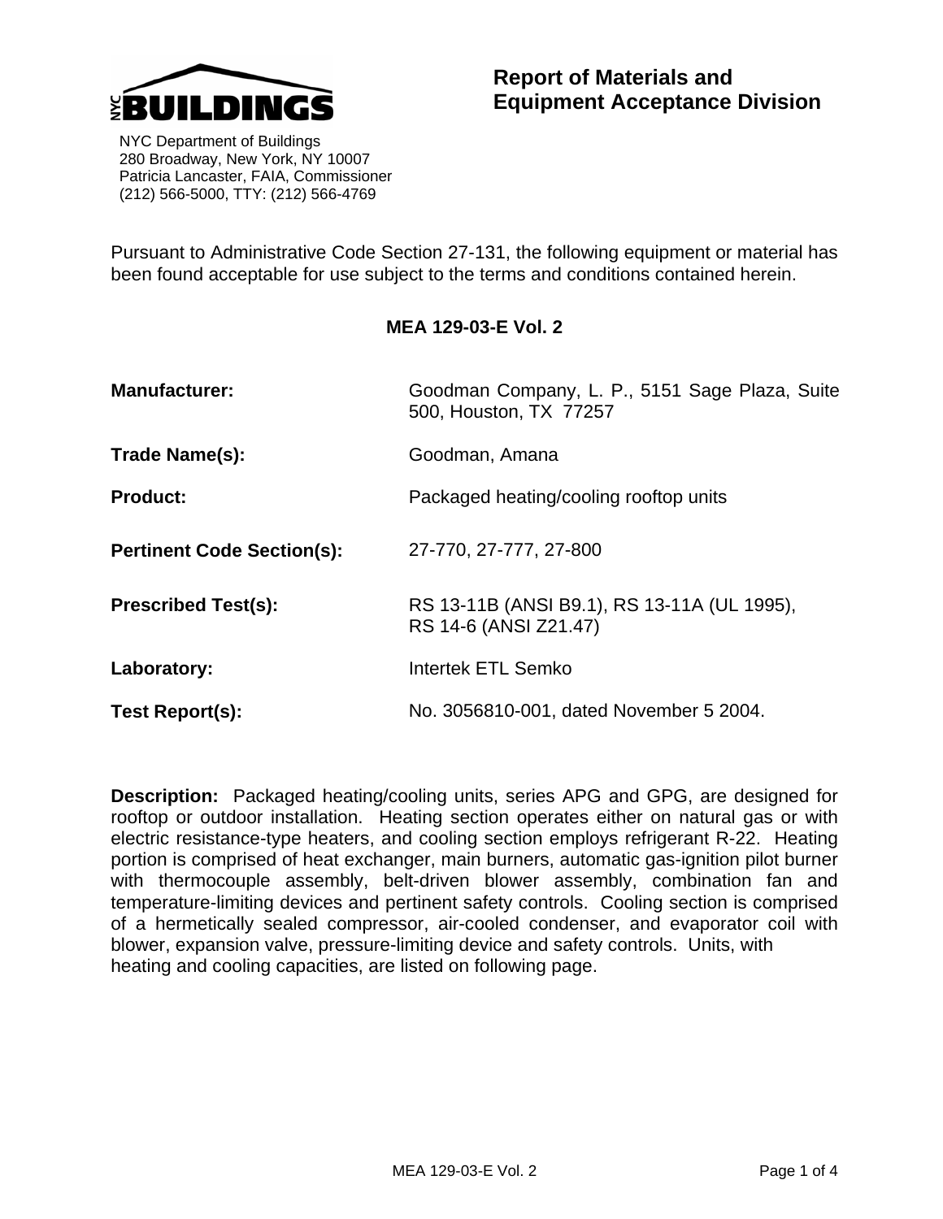NYC BUILDINGS

NYC Department of Buildings
280 Broadway, New York, NY 10007
Patricia Lancaster, FAIA, Commissioner
(212) 566-5000, TTY: (212) 566-4769

# Report of Materials and Equipment Acceptance Division

Pursuant to Administrative Code Section 27-131, the following equipment or material has been found acceptable for use subject to the terms and conditions contained herein.

## MEA 129-03-E Vol. 2

**Manufacturer:** Goodman Company, L. P., 5151 Sage Plaza, Suite 500, Houston, TX 77257

**Trade Name(s):** Goodman, Amana

**Product:** Packaged heating/cooling rooftop units

**Pertinent Code Section(s):** 27-770, 27-777, 27-800

**Prescribed Test(s):** RS 13-11B (ANSI B9.1), RS 13-11A (UL 1995), RS 14-6 (ANSI Z21.47)

**Laboratory:** Intertek ETL Semko

**Test Report(s):** No. 3056810-001, dated November 5 2004.

**Description:** Packaged heating/cooling units, series APG and GPG, are designed for rooftop or outdoor installation. Heating section operates either on natural gas or with electric resistance-type heaters, and cooling section employs refrigerant R-22. Heating portion is comprised of heat exchanger, main burners, automatic gas-ignition pilot burner with thermocouple assembly, belt-driven blower assembly, combination fan and temperature-limiting devices and pertinent safety controls. Cooling section is comprised of a hermetically sealed compressor, air-cooled condenser, and evaporator coil with blower, expansion valve, pressure-limiting device and safety controls. Units, with heating and cooling capacities, are listed on following page.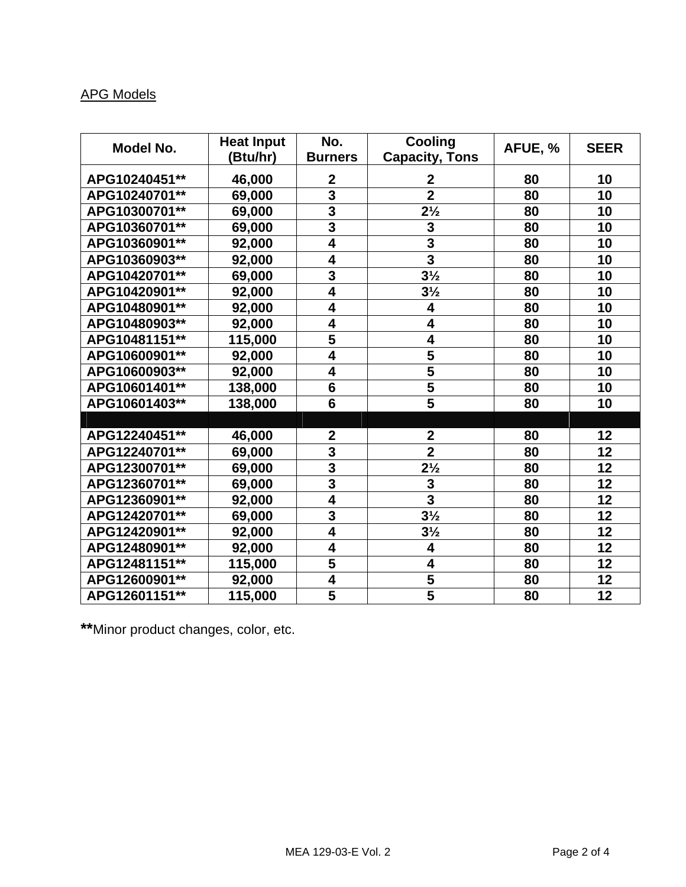APG Models

| Model No. | Heat Input (Btu/hr) | No. Burners | Cooling Capacity, Tons | AFUE, % | SEER |
|---|---|---|---|---|---|
| APG10240451** | 46,000 | 2 | 2 | 80 | 10 |
| APG10240701** | 69,000 | 3 | 2 | 80 | 10 |
| APG10300701** | 69,000 | 3 | 2½ | 80 | 10 |
| APG10360701** | 69,000 | 3 | 3 | 80 | 10 |
| APG10360901** | 92,000 | 4 | 3 | 80 | 10 |
| APG10360903** | 92,000 | 4 | 3 | 80 | 10 |
| APG10420701** | 69,000 | 3 | 3½ | 80 | 10 |
| APG10420901** | 92,000 | 4 | 3½ | 80 | 10 |
| APG10480901** | 92,000 | 4 | 4 | 80 | 10 |
| APG10480903** | 92,000 | 4 | 4 | 80 | 10 |
| APG10481151** | 115,000 | 5 | 4 | 80 | 10 |
| APG10600901** | 92,000 | 4 | 5 | 80 | 10 |
| APG10600903** | 92,000 | 4 | 5 | 80 | 10 |
| APG10601401** | 138,000 | 6 | 5 | 80 | 10 |
| APG10601403** | 138,000 | 6 | 5 | 80 | 10 |
| | | | | | |
| APG12240451** | 46,000 | 2 | 2 | 80 | 12 |
| APG12240701** | 69,000 | 3 | 2 | 80 | 12 |
| APG12300701** | 69,000 | 3 | 2½ | 80 | 12 |
| APG12360701** | 69,000 | 3 | 3 | 80 | 12 |
| APG12360901** | 92,000 | 4 | 3 | 80 | 12 |
| APG12420701** | 69,000 | 3 | 3½ | 80 | 12 |
| APG12420901** | 92,000 | 4 | 3½ | 80 | 12 |
| APG12480901** | 92,000 | 4 | 4 | 80 | 12 |
| APG12481151** | 115,000 | 5 | 4 | 80 | 12 |
| APG12600901** | 92,000 | 4 | 5 | 80 | 12 |
| APG12601151** | 115,000 | 5 | 5 | 80 | 12 |

**Minor product changes, color, etc.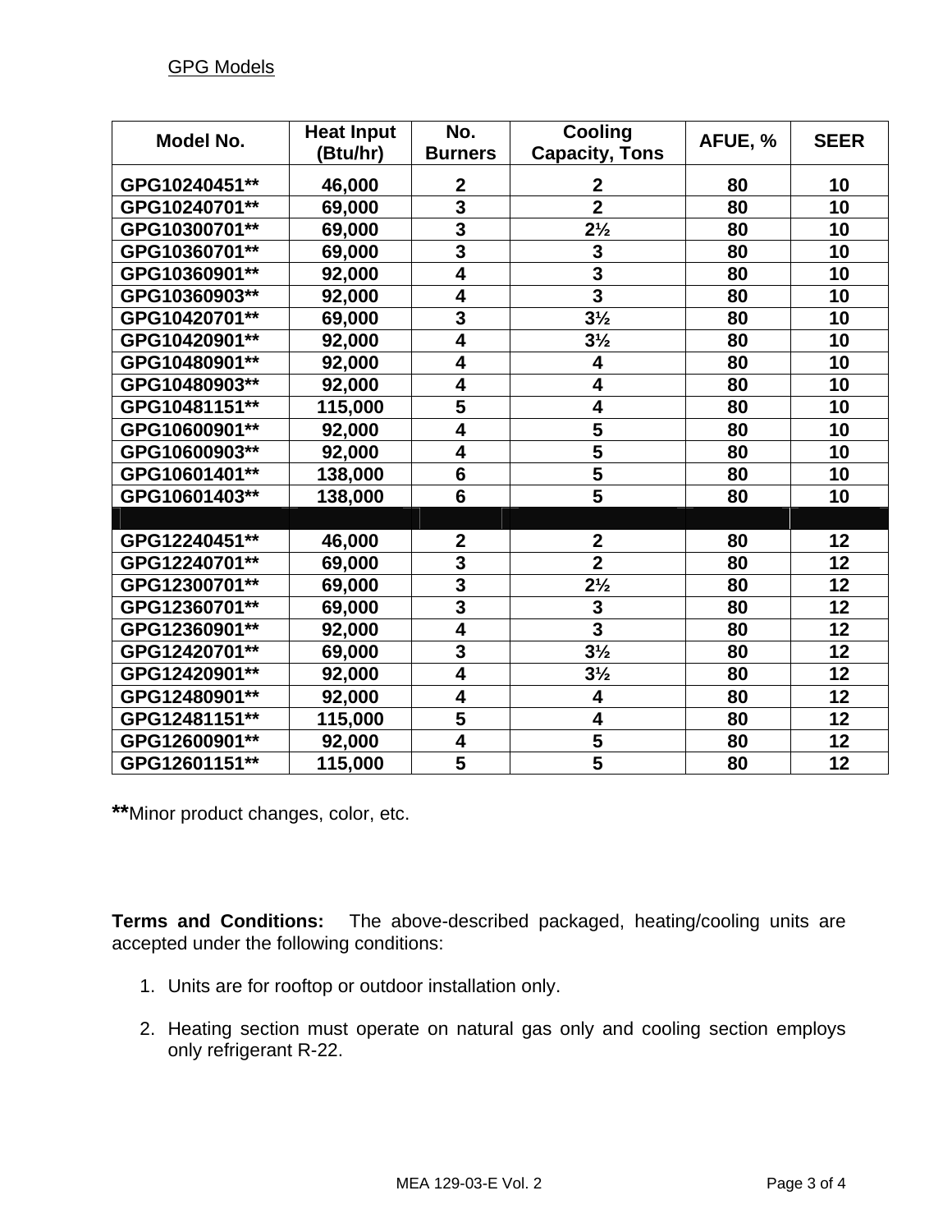GPG Models

| Model No. | Heat Input (Btu/hr) | No. Burners | Cooling Capacity, Tons | AFUE, % | SEER |
|---|---|---|---|---|---|
| GPG10240451** | 46,000 | 2 | 2 | 80 | 10 |
| GPG10240701** | 69,000 | 3 | 2 | 80 | 10 |
| GPG10300701** | 69,000 | 3 | 2½ | 80 | 10 |
| GPG10360701** | 69,000 | 3 | 3 | 80 | 10 |
| GPG10360901** | 92,000 | 4 | 3 | 80 | 10 |
| GPG10360903** | 92,000 | 4 | 3 | 80 | 10 |
| GPG10420701** | 69,000 | 3 | 3½ | 80 | 10 |
| GPG10420901** | 92,000 | 4 | 3½ | 80 | 10 |
| GPG10480901** | 92,000 | 4 | 4 | 80 | 10 |
| GPG10480903** | 92,000 | 4 | 4 | 80 | 10 |
| GPG10481151** | 115,000 | 5 | 4 | 80 | 10 |
| GPG10600901** | 92,000 | 4 | 5 | 80 | 10 |
| GPG10600903** | 92,000 | 4 | 5 | 80 | 10 |
| GPG10601401** | 138,000 | 6 | 5 | 80 | 10 |
| GPG10601403** | 138,000 | 6 | 5 | 80 | 10 |
| | | | | | |
| GPG12240451** | 46,000 | 2 | 2 | 80 | 12 |
| GPG12240701** | 69,000 | 3 | 2 | 80 | 12 |
| GPG12300701** | 69,000 | 3 | 2½ | 80 | 12 |
| GPG12360701** | 69,000 | 3 | 3 | 80 | 12 |
| GPG12360901** | 92,000 | 4 | 3 | 80 | 12 |
| GPG12420701** | 69,000 | 3 | 3½ | 80 | 12 |
| GPG12420901** | 92,000 | 4 | 3½ | 80 | 12 |
| GPG12480901** | 92,000 | 4 | 4 | 80 | 12 |
| GPG12481151** | 115,000 | 5 | 4 | 80 | 12 |
| GPG12600901** | 92,000 | 4 | 5 | 80 | 12 |
| GPG12601151** | 115,000 | 5 | 5 | 80 | 12 |

**\*\***Minor product changes, color, etc.

**Terms and Conditions:** The above-described packaged, heating/cooling units are accepted under the following conditions:

1. Units are for rooftop or outdoor installation only.
2. Heating section must operate on natural gas only and cooling section employs only refrigerant R-22.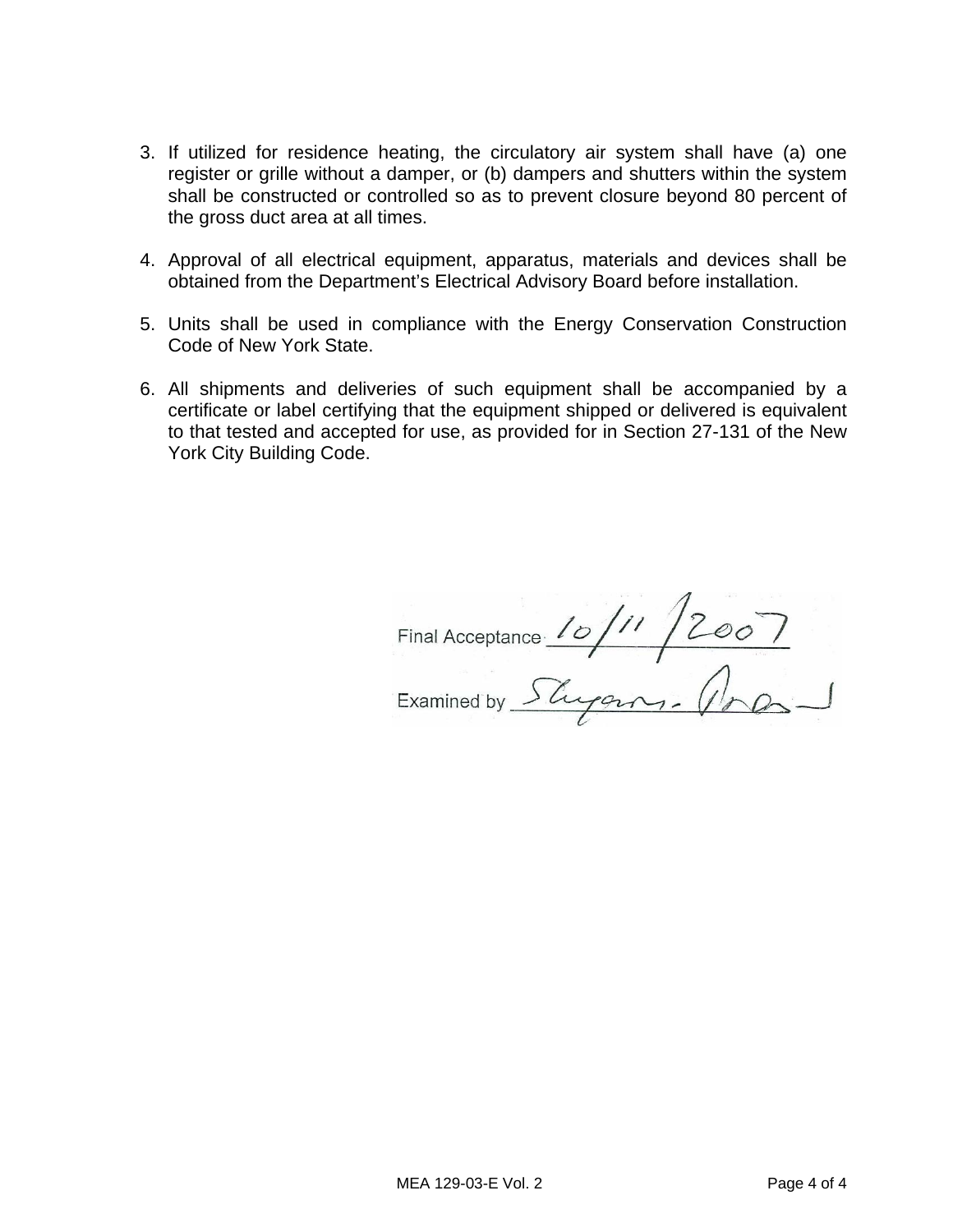3. If utilized for residence heating, the circulatory air system shall have (a) one register or grille without a damper, or (b) dampers and shutters within the system shall be constructed or controlled so as to prevent closure beyond 80 percent of the gross duct area at all times.

4. Approval of all electrical equipment, apparatus, materials and devices shall be obtained from the Department's Electrical Advisory Board before installation.

5. Units shall be used in compliance with the Energy Conservation Construction Code of New York State.

6. All shipments and deliveries of such equipment shall be accompanied by a certificate or label certifying that the equipment shipped or delivered is equivalent to that tested and accepted for use, as provided for in Section 27-131 of the New York City Building Code.

Final Acceptance 10/11/2007

Examined by [signature]

MEA 129-03-E Vol. 2